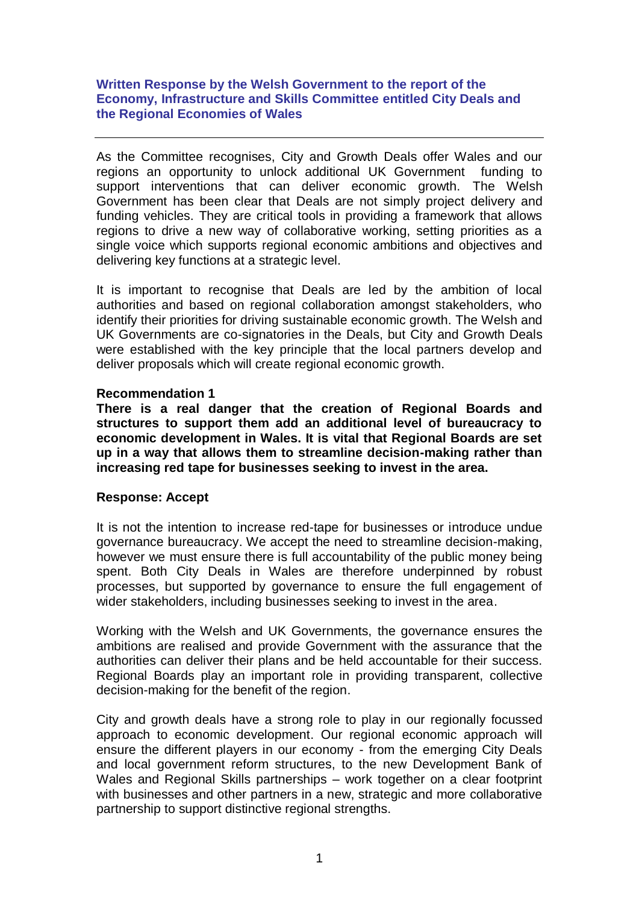# Written Response by the Welsh Government to the report of the Economy, Infrastructure and Skills Committee entitled City Deals and the Regional Economies of Wales

---

As the Committee recognises, City and Growth Deals offer Wales and our regions an opportunity to unlock additional UK Government funding to support interventions that can deliver economic growth. The Welsh Government has been clear that Deals are not simply project delivery and funding vehicles. They are critical tools in providing a framework that allows regions to drive a new way of collaborative working, setting priorities as a single voice which supports regional economic ambitions and objectives and delivering key functions at a strategic level.

It is important to recognise that Deals are led by the ambition of local authorities and based on regional collaboration amongst stakeholders, who identify their priorities for driving sustainable economic growth. The Welsh and UK Governments are co-signatories in the Deals, but City and Growth Deals were established with the key principle that the local partners develop and deliver proposals which will create regional economic growth.

**Recommendation 1**

**There is a real danger that the creation of Regional Boards and structures to support them add an additional level of bureaucracy to economic development in Wales. It is vital that Regional Boards are set up in a way that allows them to streamline decision-making rather than increasing red tape for businesses seeking to invest in the area.**

**Response: Accept**

It is not the intention to increase red-tape for businesses or introduce undue governance bureaucracy. We accept the need to streamline decision-making, however we must ensure there is full accountability of the public money being spent. Both City Deals in Wales are therefore underpinned by robust processes, but supported by governance to ensure the full engagement of wider stakeholders, including businesses seeking to invest in the area.

Working with the Welsh and UK Governments, the governance ensures the ambitions are realised and provide Government with the assurance that the authorities can deliver their plans and be held accountable for their success. Regional Boards play an important role in providing transparent, collective decision-making for the benefit of the region.

City and growth deals have a strong role to play in our regionally focussed approach to economic development. Our regional economic approach will ensure the different players in our economy - from the emerging City Deals and local government reform structures, to the new Development Bank of Wales and Regional Skills partnerships – work together on a clear footprint with businesses and other partners in a new, strategic and more collaborative partnership to support distinctive regional strengths.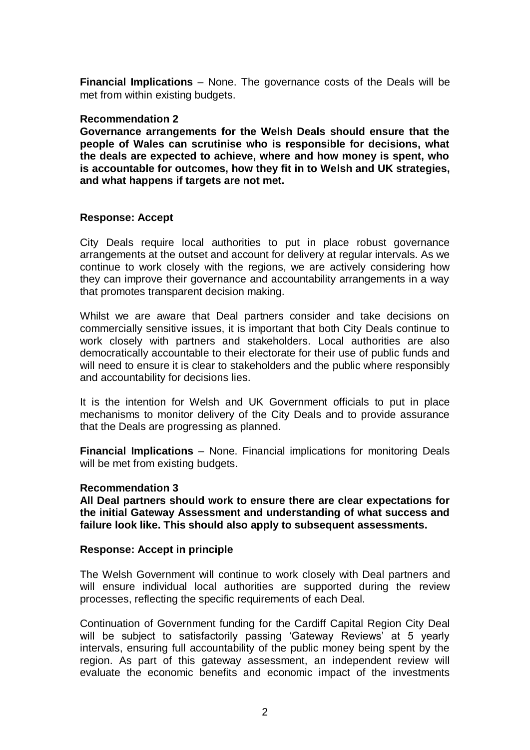**Financial Implications** – None. The governance costs of the Deals will be met from within existing budgets.

**Recommendation 2**
**Governance arrangements for the Welsh Deals should ensure that the people of Wales can scrutinise who is responsible for decisions, what the deals are expected to achieve, where and how money is spent, who is accountable for outcomes, how they fit in to Welsh and UK strategies, and what happens if targets are not met.**

**Response: Accept**

City Deals require local authorities to put in place robust governance arrangements at the outset and account for delivery at regular intervals. As we continue to work closely with the regions, we are actively considering how they can improve their governance and accountability arrangements in a way that promotes transparent decision making.

Whilst we are aware that Deal partners consider and take decisions on commercially sensitive issues, it is important that both City Deals continue to work closely with partners and stakeholders. Local authorities are also democratically accountable to their electorate for their use of public funds and will need to ensure it is clear to stakeholders and the public where responsibly and accountability for decisions lies.

It is the intention for Welsh and UK Government officials to put in place mechanisms to monitor delivery of the City Deals and to provide assurance that the Deals are progressing as planned.

**Financial Implications** – None. Financial implications for monitoring Deals will be met from existing budgets.

**Recommendation 3**
**All Deal partners should work to ensure there are clear expectations for the initial Gateway Assessment and understanding of what success and failure look like. This should also apply to subsequent assessments.**

**Response: Accept in principle**

The Welsh Government will continue to work closely with Deal partners and will ensure individual local authorities are supported during the review processes, reflecting the specific requirements of each Deal.

Continuation of Government funding for the Cardiff Capital Region City Deal will be subject to satisfactorily passing 'Gateway Reviews' at 5 yearly intervals, ensuring full accountability of the public money being spent by the region. As part of this gateway assessment, an independent review will evaluate the economic benefits and economic impact of the investments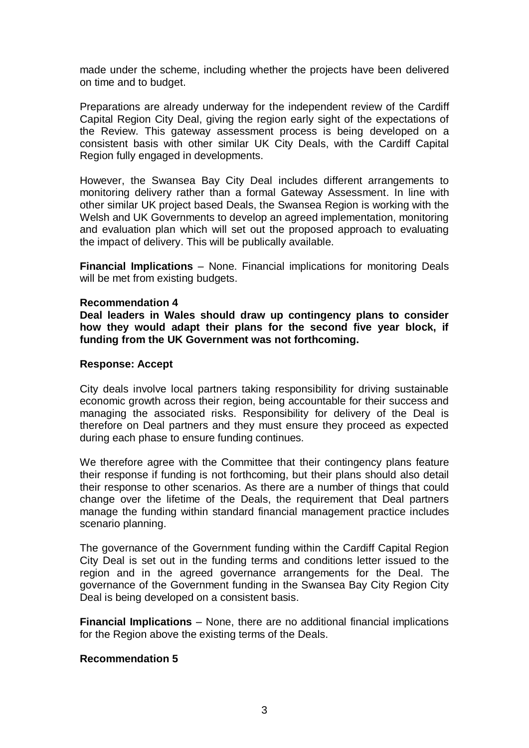made under the scheme, including whether the projects have been delivered on time and to budget.

Preparations are already underway for the independent review of the Cardiff Capital Region City Deal, giving the region early sight of the expectations of the Review. This gateway assessment process is being developed on a consistent basis with other similar UK City Deals, with the Cardiff Capital Region fully engaged in developments.

However, the Swansea Bay City Deal includes different arrangements to monitoring delivery rather than a formal Gateway Assessment. In line with other similar UK project based Deals, the Swansea Region is working with the Welsh and UK Governments to develop an agreed implementation, monitoring and evaluation plan which will set out the proposed approach to evaluating the impact of delivery. This will be publically available.

**Financial Implications** – None. Financial implications for monitoring Deals will be met from existing budgets.

**Recommendation 4**

**Deal leaders in Wales should draw up contingency plans to consider how they would adapt their plans for the second five year block, if funding from the UK Government was not forthcoming.**

**Response: Accept**

City deals involve local partners taking responsibility for driving sustainable economic growth across their region, being accountable for their success and managing the associated risks. Responsibility for delivery of the Deal is therefore on Deal partners and they must ensure they proceed as expected during each phase to ensure funding continues.

We therefore agree with the Committee that their contingency plans feature their response if funding is not forthcoming, but their plans should also detail their response to other scenarios. As there are a number of things that could change over the lifetime of the Deals, the requirement that Deal partners manage the funding within standard financial management practice includes scenario planning.

The governance of the Government funding within the Cardiff Capital Region City Deal is set out in the funding terms and conditions letter issued to the region and in the agreed governance arrangements for the Deal. The governance of the Government funding in the Swansea Bay City Region City Deal is being developed on a consistent basis.

**Financial Implications** – None, there are no additional financial implications for the Region above the existing terms of the Deals.

**Recommendation 5**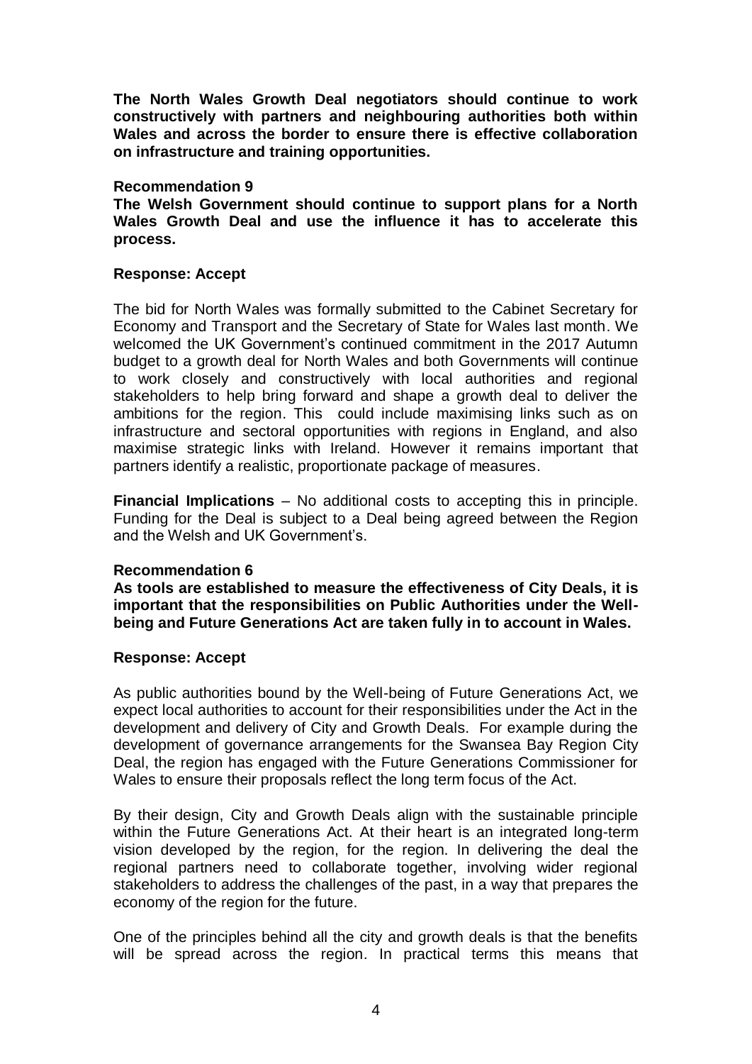**The North Wales Growth Deal negotiators should continue to work constructively with partners and neighbouring authorities both within Wales and across the border to ensure there is effective collaboration on infrastructure and training opportunities.**

**Recommendation 9**

**The Welsh Government should continue to support plans for a North Wales Growth Deal and use the influence it has to accelerate this process.**

**Response: Accept**

The bid for North Wales was formally submitted to the Cabinet Secretary for Economy and Transport and the Secretary of State for Wales last month. We welcomed the UK Government's continued commitment in the 2017 Autumn budget to a growth deal for North Wales and both Governments will continue to work closely and constructively with local authorities and regional stakeholders to help bring forward and shape a growth deal to deliver the ambitions for the region. This could include maximising links such as on infrastructure and sectoral opportunities with regions in England, and also maximise strategic links with Ireland. However it remains important that partners identify a realistic, proportionate package of measures.

**Financial Implications** – No additional costs to accepting this in principle. Funding for the Deal is subject to a Deal being agreed between the Region and the Welsh and UK Government's.

**Recommendation 6**

**As tools are established to measure the effectiveness of City Deals, it is important that the responsibilities on Public Authorities under the Well-being and Future Generations Act are taken fully in to account in Wales.**

**Response: Accept**

As public authorities bound by the Well-being of Future Generations Act, we expect local authorities to account for their responsibilities under the Act in the development and delivery of City and Growth Deals. For example during the development of governance arrangements for the Swansea Bay Region City Deal, the region has engaged with the Future Generations Commissioner for Wales to ensure their proposals reflect the long term focus of the Act.

By their design, City and Growth Deals align with the sustainable principle within the Future Generations Act. At their heart is an integrated long-term vision developed by the region, for the region. In delivering the deal the regional partners need to collaborate together, involving wider regional stakeholders to address the challenges of the past, in a way that prepares the economy of the region for the future.

One of the principles behind all the city and growth deals is that the benefits will be spread across the region. In practical terms this means that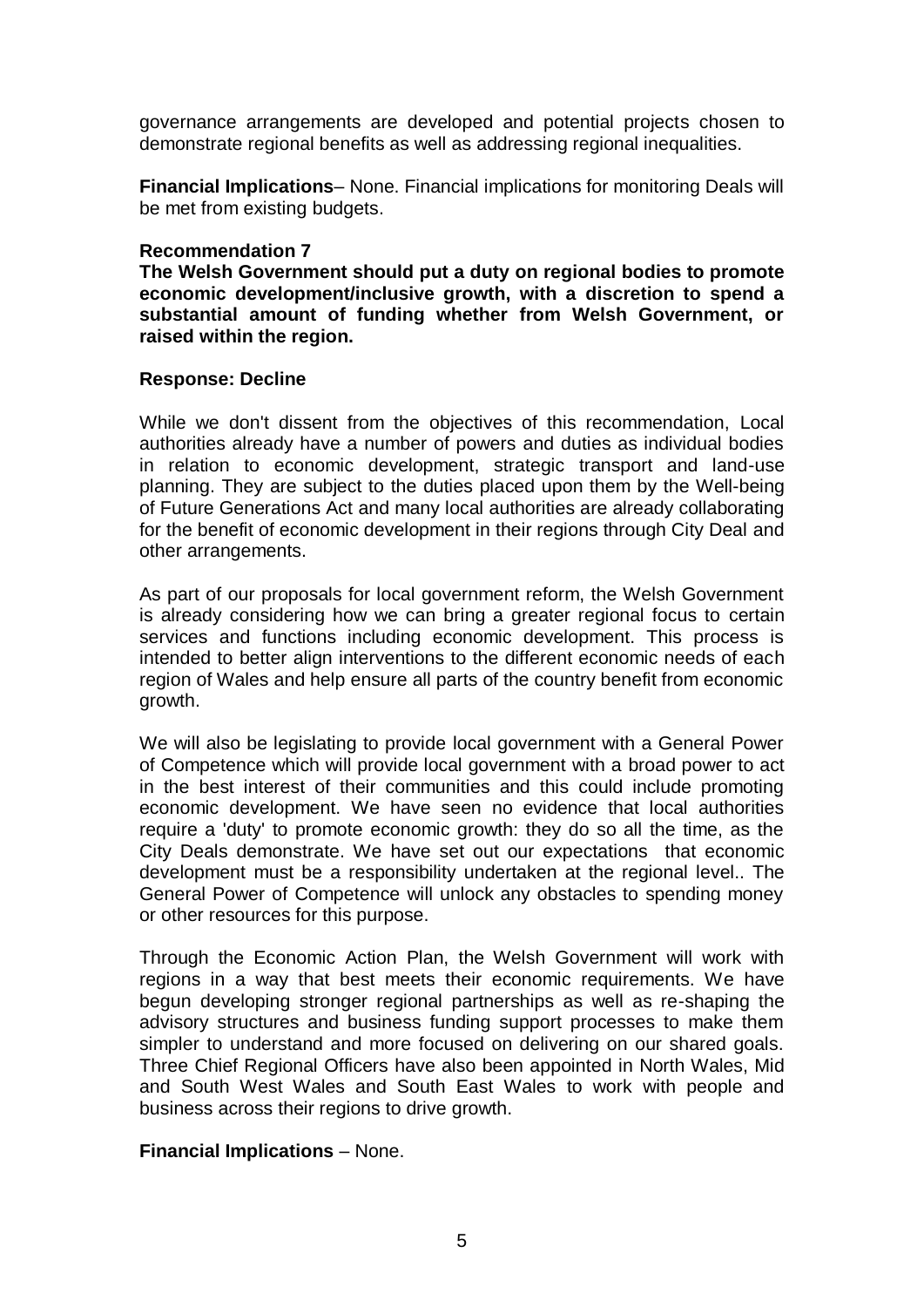governance arrangements are developed and potential projects chosen to demonstrate regional benefits as well as addressing regional inequalities.

**Financial Implications**– None. Financial implications for monitoring Deals will be met from existing budgets.

**Recommendation 7**
**The Welsh Government should put a duty on regional bodies to promote economic development/inclusive growth, with a discretion to spend a substantial amount of funding whether from Welsh Government, or raised within the region.**

**Response: Decline**

While we don't dissent from the objectives of this recommendation, Local authorities already have a number of powers and duties as individual bodies in relation to economic development, strategic transport and land-use planning. They are subject to the duties placed upon them by the Well-being of Future Generations Act and many local authorities are already collaborating for the benefit of economic development in their regions through City Deal and other arrangements.

As part of our proposals for local government reform, the Welsh Government is already considering how we can bring a greater regional focus to certain services and functions including economic development. This process is intended to better align interventions to the different economic needs of each region of Wales and help ensure all parts of the country benefit from economic growth.

We will also be legislating to provide local government with a General Power of Competence which will provide local government with a broad power to act in the best interest of their communities and this could include promoting economic development. We have seen no evidence that local authorities require a 'duty' to promote economic growth: they do so all the time, as the City Deals demonstrate. We have set out our expectations that economic development must be a responsibility undertaken at the regional level.. The General Power of Competence will unlock any obstacles to spending money or other resources for this purpose.

Through the Economic Action Plan, the Welsh Government will work with regions in a way that best meets their economic requirements. We have begun developing stronger regional partnerships as well as re-shaping the advisory structures and business funding support processes to make them simpler to understand and more focused on delivering on our shared goals. Three Chief Regional Officers have also been appointed in North Wales, Mid and South West Wales and South East Wales to work with people and business across their regions to drive growth.

**Financial Implications** – None.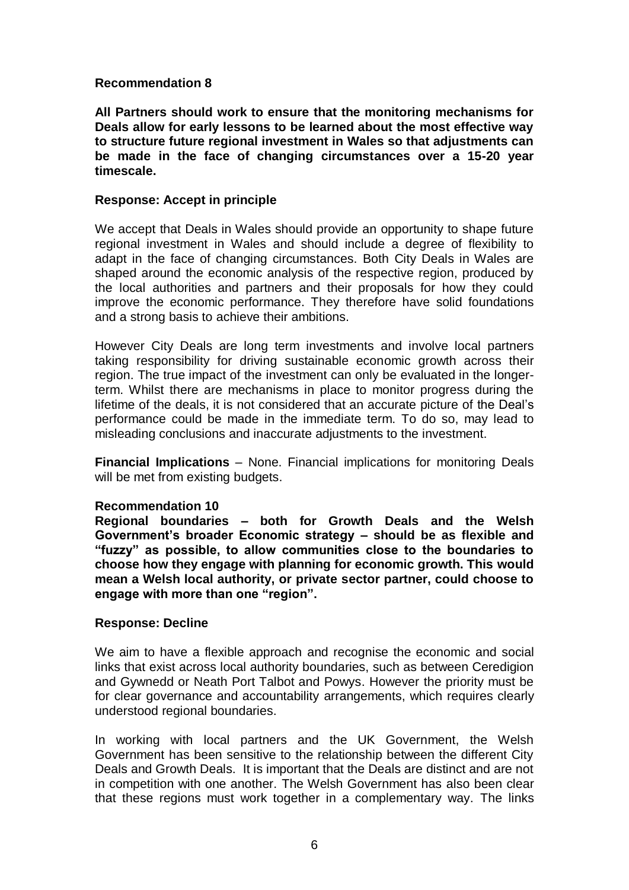**Recommendation 8**

**All Partners should work to ensure that the monitoring mechanisms for Deals allow for early lessons to be learned about the most effective way to structure future regional investment in Wales so that adjustments can be made in the face of changing circumstances over a 15-20 year timescale.**

**Response: Accept in principle**

We accept that Deals in Wales should provide an opportunity to shape future regional investment in Wales and should include a degree of flexibility to adapt in the face of changing circumstances. Both City Deals in Wales are shaped around the economic analysis of the respective region, produced by the local authorities and partners and their proposals for how they could improve the economic performance. They therefore have solid foundations and a strong basis to achieve their ambitions.

However City Deals are long term investments and involve local partners taking responsibility for driving sustainable economic growth across their region. The true impact of the investment can only be evaluated in the longer-term. Whilst there are mechanisms in place to monitor progress during the lifetime of the deals, it is not considered that an accurate picture of the Deal's performance could be made in the immediate term. To do so, may lead to misleading conclusions and inaccurate adjustments to the investment.

**Financial Implications** – None. Financial implications for monitoring Deals will be met from existing budgets.

**Recommendation 10**

**Regional boundaries – both for Growth Deals and the Welsh Government's broader Economic strategy – should be as flexible and "fuzzy" as possible, to allow communities close to the boundaries to choose how they engage with planning for economic growth. This would mean a Welsh local authority, or private sector partner, could choose to engage with more than one "region".**

**Response: Decline**

We aim to have a flexible approach and recognise the economic and social links that exist across local authority boundaries, such as between Ceredigion and Gywnedd or Neath Port Talbot and Powys. However the priority must be for clear governance and accountability arrangements, which requires clearly understood regional boundaries.

In working with local partners and the UK Government, the Welsh Government has been sensitive to the relationship between the different City Deals and Growth Deals. It is important that the Deals are distinct and are not in competition with one another. The Welsh Government has also been clear that these regions must work together in a complementary way. The links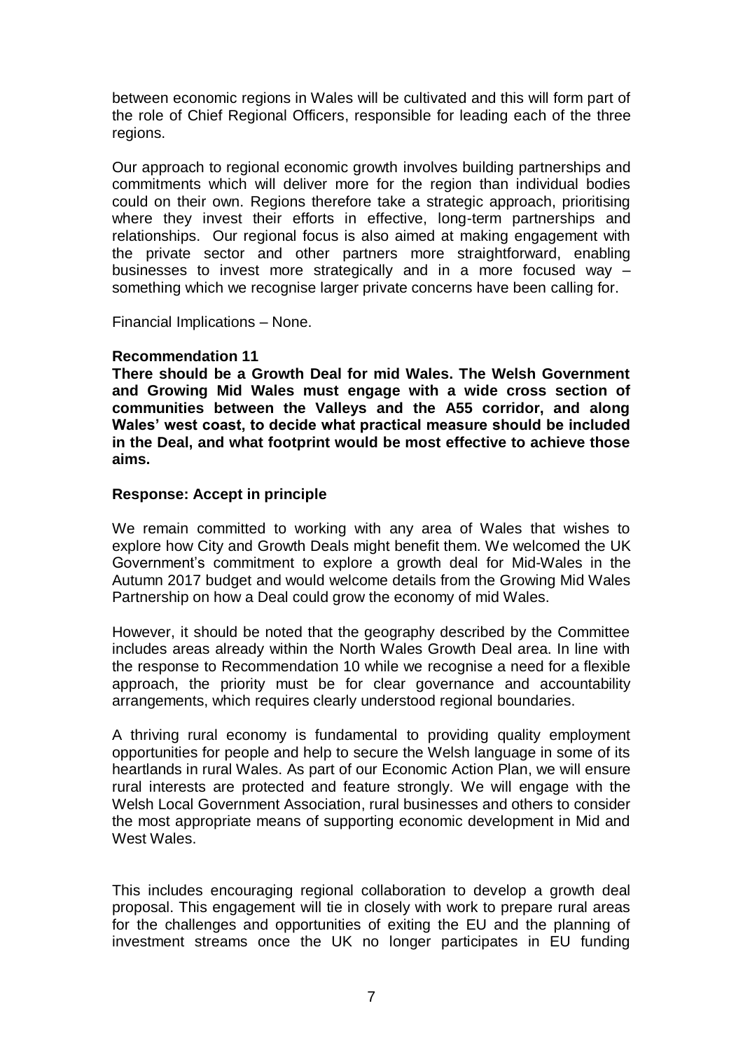between economic regions in Wales will be cultivated and this will form part of the role of Chief Regional Officers, responsible for leading each of the three regions.

Our approach to regional economic growth involves building partnerships and commitments which will deliver more for the region than individual bodies could on their own. Regions therefore take a strategic approach, prioritising where they invest their efforts in effective, long-term partnerships and relationships. Our regional focus is also aimed at making engagement with the private sector and other partners more straightforward, enabling businesses to invest more strategically and in a more focused way – something which we recognise larger private concerns have been calling for.

Financial Implications – None.

**Recommendation 11**
**There should be a Growth Deal for mid Wales. The Welsh Government and Growing Mid Wales must engage with a wide cross section of communities between the Valleys and the A55 corridor, and along Wales' west coast, to decide what practical measure should be included in the Deal, and what footprint would be most effective to achieve those aims.**

**Response: Accept in principle**

We remain committed to working with any area of Wales that wishes to explore how City and Growth Deals might benefit them. We welcomed the UK Government's commitment to explore a growth deal for Mid-Wales in the Autumn 2017 budget and would welcome details from the Growing Mid Wales Partnership on how a Deal could grow the economy of mid Wales.

However, it should be noted that the geography described by the Committee includes areas already within the North Wales Growth Deal area. In line with the response to Recommendation 10 while we recognise a need for a flexible approach, the priority must be for clear governance and accountability arrangements, which requires clearly understood regional boundaries.

A thriving rural economy is fundamental to providing quality employment opportunities for people and help to secure the Welsh language in some of its heartlands in rural Wales. As part of our Economic Action Plan, we will ensure rural interests are protected and feature strongly. We will engage with the Welsh Local Government Association, rural businesses and others to consider the most appropriate means of supporting economic development in Mid and West Wales.

This includes encouraging regional collaboration to develop a growth deal proposal. This engagement will tie in closely with work to prepare rural areas for the challenges and opportunities of exiting the EU and the planning of investment streams once the UK no longer participates in EU funding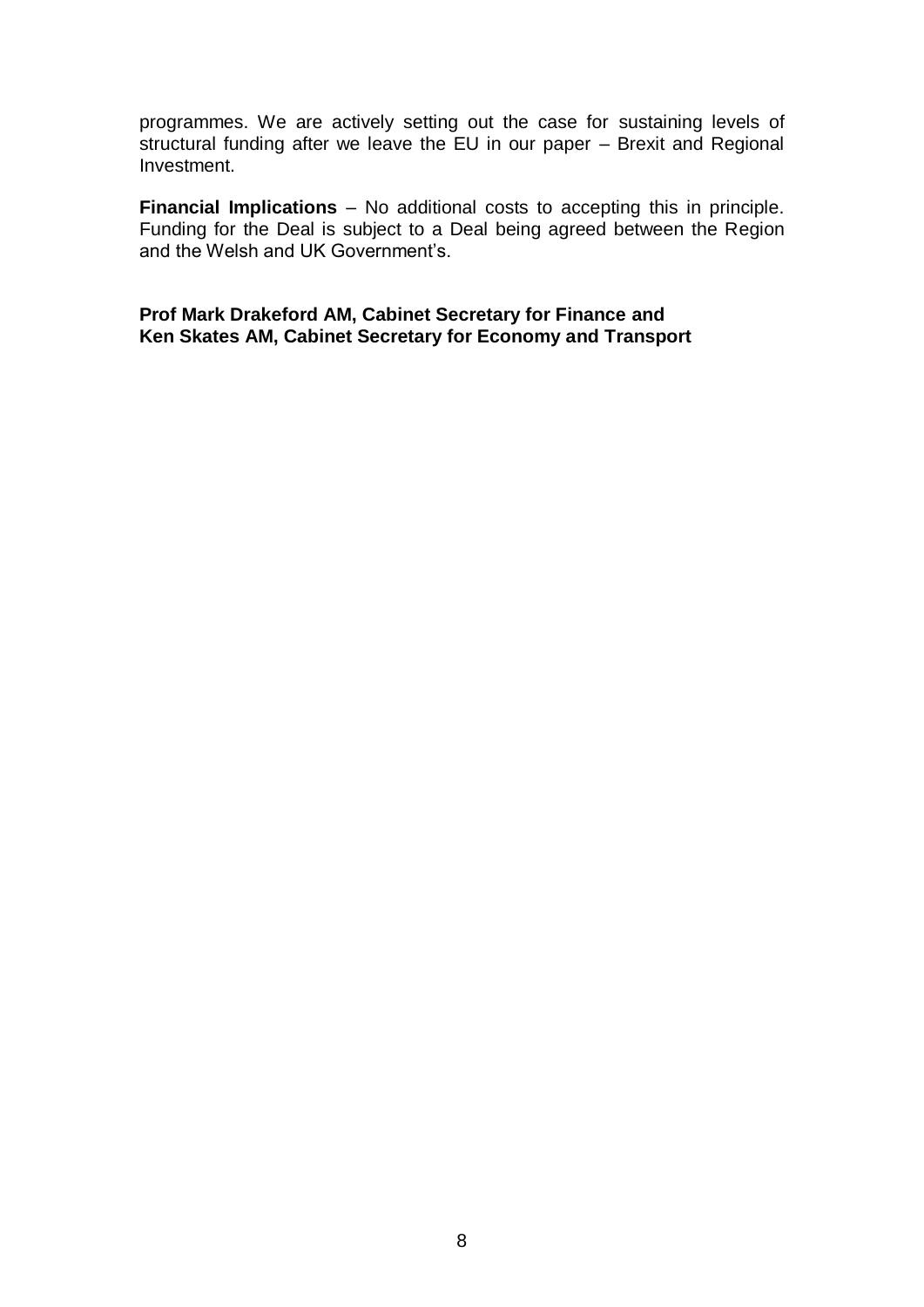programmes. We are actively setting out the case for sustaining levels of structural funding after we leave the EU in our paper – Brexit and Regional Investment.

**Financial Implications** – No additional costs to accepting this in principle. Funding for the Deal is subject to a Deal being agreed between the Region and the Welsh and UK Government's.

**Prof Mark Drakeford AM, Cabinet Secretary for Finance and**
**Ken Skates AM, Cabinet Secretary for Economy and Transport**